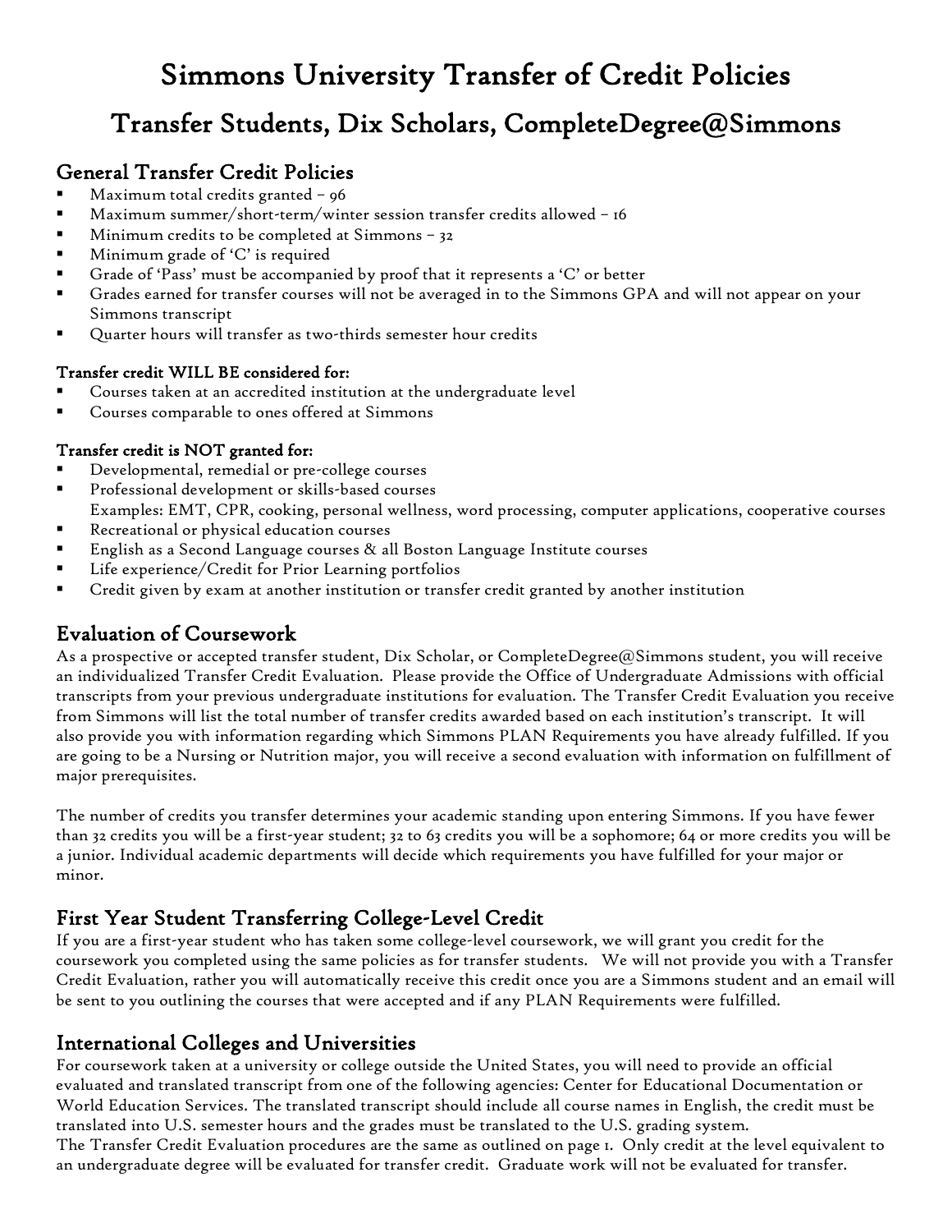# Simmons University Transfer of Credit Policies

## Transfer Students, Dix Scholars, CompleteDegree@Simmons

### General Transfer Credit Policies

- Maximum total credits granted – 96
- Maximum summer/short-term/winter session transfer credits allowed – 16
- Minimum credits to be completed at Simmons – 32
- Minimum grade of 'C' is required
- Grade of 'Pass' must be accompanied by proof that it represents a 'C' or better
- Grades earned for transfer courses will not be averaged in to the Simmons GPA and will not appear on your Simmons transcript
- Quarter hours will transfer as two-thirds semester hour credits

**Transfer credit WILL BE considered for:**

- Courses taken at an accredited institution at the undergraduate level
- Courses comparable to ones offered at Simmons

**Transfer credit is NOT granted for:**

- Developmental, remedial or pre-college courses
- Professional development or skills-based courses
  Examples: EMT, CPR, cooking, personal wellness, word processing, computer applications, cooperative courses
- Recreational or physical education courses
- English as a Second Language courses & all Boston Language Institute courses
- Life experience/Credit for Prior Learning portfolios
- Credit given by exam at another institution or transfer credit granted by another institution

### Evaluation of Coursework

As a prospective or accepted transfer student, Dix Scholar, or CompleteDegree@Simmons student, you will receive an individualized Transfer Credit Evaluation. Please provide the Office of Undergraduate Admissions with official transcripts from your previous undergraduate institutions for evaluation. The Transfer Credit Evaluation you receive from Simmons will list the total number of transfer credits awarded based on each institution's transcript. It will also provide you with information regarding which Simmons PLAN Requirements you have already fulfilled. If you are going to be a Nursing or Nutrition major, you will receive a second evaluation with information on fulfillment of major prerequisites.

The number of credits you transfer determines your academic standing upon entering Simmons. If you have fewer than 32 credits you will be a first-year student; 32 to 63 credits you will be a sophomore; 64 or more credits you will be a junior. Individual academic departments will decide which requirements you have fulfilled for your major or minor.

### First Year Student Transferring College-Level Credit

If you are a first-year student who has taken some college-level coursework, we will grant you credit for the coursework you completed using the same policies as for transfer students. We will not provide you with a Transfer Credit Evaluation, rather you will automatically receive this credit once you are a Simmons student and an email will be sent to you outlining the courses that were accepted and if any PLAN Requirements were fulfilled.

### International Colleges and Universities

For coursework taken at a university or college outside the United States, you will need to provide an official evaluated and translated transcript from one of the following agencies: Center for Educational Documentation or World Education Services. The translated transcript should include all course names in English, the credit must be translated into U.S. semester hours and the grades must be translated to the U.S. grading system.
The Transfer Credit Evaluation procedures are the same as outlined on page 1. Only credit at the level equivalent to an undergraduate degree will be evaluated for transfer credit. Graduate work will not be evaluated for transfer.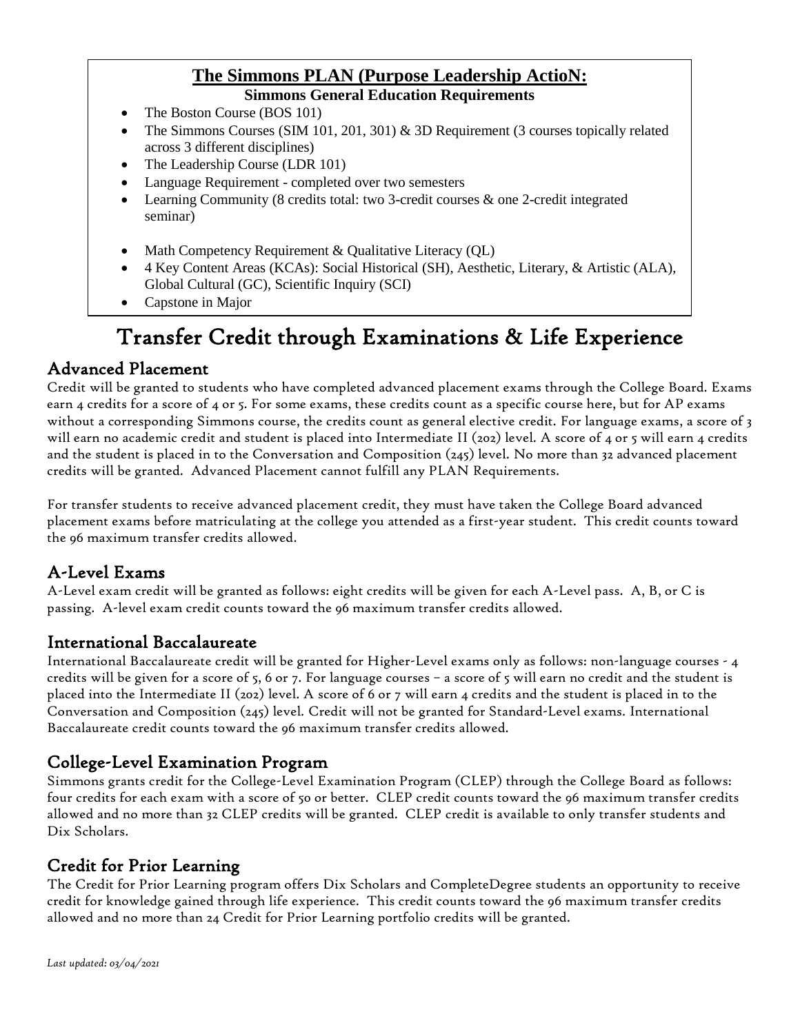**The Simmons PLAN (Purpose Leadership ActioN:**

**Simmons General Education Requirements**

- The Boston Course (BOS 101)
- The Simmons Courses (SIM 101, 201, 301) & 3D Requirement (3 courses topically related across 3 different disciplines)
- The Leadership Course (LDR 101)
- Language Requirement - completed over two semesters
- Learning Community (8 credits total: two 3-credit courses & one 2-credit integrated seminar)
- Math Competency Requirement & Qualitative Literacy (QL)
- 4 Key Content Areas (KCAs): Social Historical (SH), Aesthetic, Literary, & Artistic (ALA), Global Cultural (GC), Scientific Inquiry (SCI)
- Capstone in Major

# Transfer Credit through Examinations & Life Experience

## Advanced Placement

Credit will be granted to students who have completed advanced placement exams through the College Board. Exams earn 4 credits for a score of 4 or 5. For some exams, these credits count as a specific course here, but for AP exams without a corresponding Simmons course, the credits count as general elective credit. For language exams, a score of 3 will earn no academic credit and student is placed into Intermediate II (202) level. A score of 4 or 5 will earn 4 credits and the student is placed in to the Conversation and Composition (245) level. No more than 32 advanced placement credits will be granted. Advanced Placement cannot fulfill any PLAN Requirements.

For transfer students to receive advanced placement credit, they must have taken the College Board advanced placement exams before matriculating at the college you attended as a first-year student. This credit counts toward the 96 maximum transfer credits allowed.

## A-Level Exams

A-Level exam credit will be granted as follows: eight credits will be given for each A-Level pass. A, B, or C is passing. A-level exam credit counts toward the 96 maximum transfer credits allowed.

## International Baccalaureate

International Baccalaureate credit will be granted for Higher-Level exams only as follows: non-language courses - 4 credits will be given for a score of 5, 6 or 7. For language courses – a score of 5 will earn no credit and the student is placed into the Intermediate II (202) level. A score of 6 or 7 will earn 4 credits and the student is placed in to the Conversation and Composition (245) level. Credit will not be granted for Standard-Level exams. International Baccalaureate credit counts toward the 96 maximum transfer credits allowed.

## College-Level Examination Program

Simmons grants credit for the College-Level Examination Program (CLEP) through the College Board as follows: four credits for each exam with a score of 50 or better. CLEP credit counts toward the 96 maximum transfer credits allowed and no more than 32 CLEP credits will be granted. CLEP credit is available to only transfer students and Dix Scholars.

## Credit for Prior Learning

The Credit for Prior Learning program offers Dix Scholars and CompleteDegree students an opportunity to receive credit for knowledge gained through life experience. This credit counts toward the 96 maximum transfer credits allowed and no more than 24 Credit for Prior Learning portfolio credits will be granted.

*Last updated: 03/04/2021*